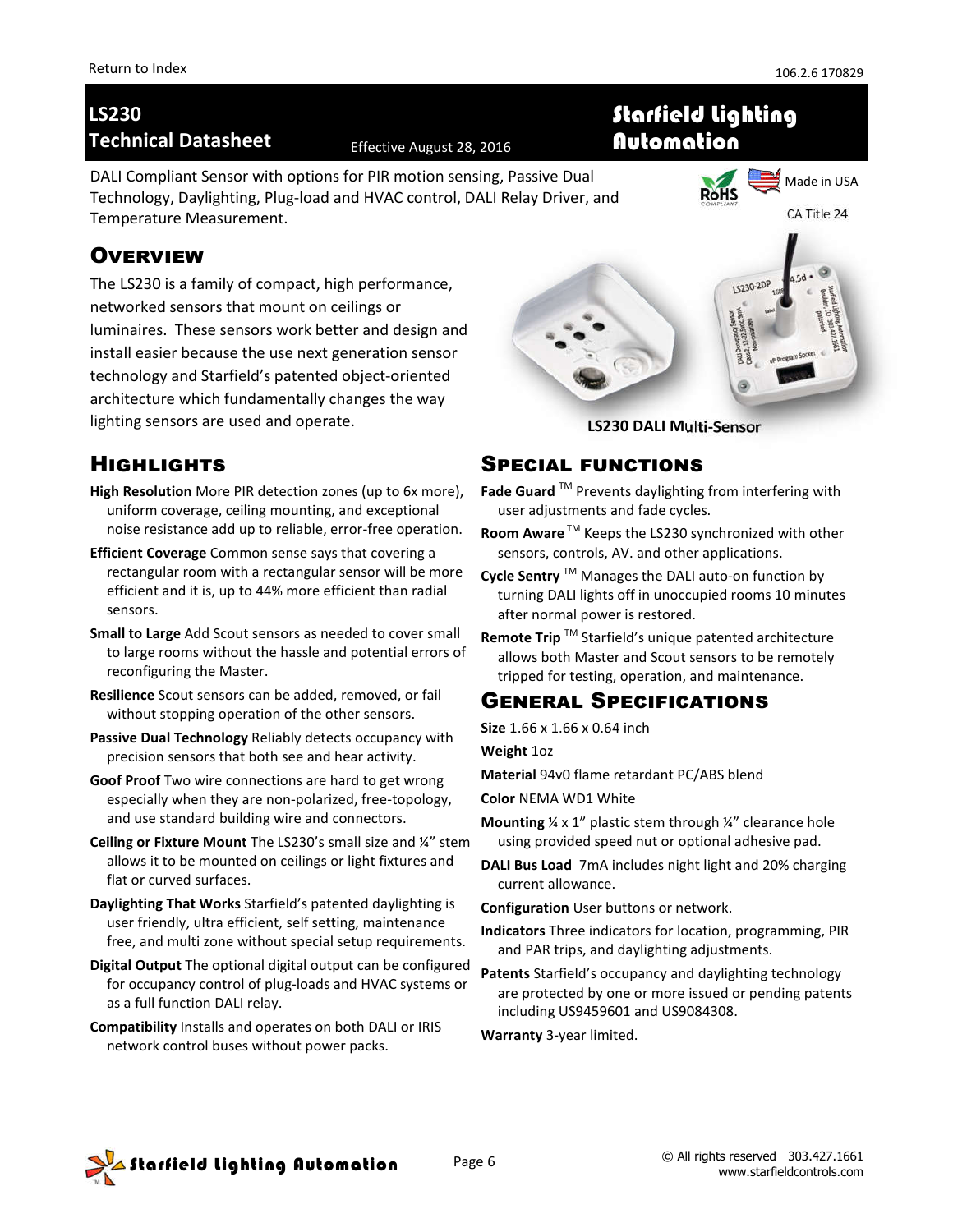Return to Index

106.2.6 170829

# LS230 Technical Datasheet

Effective August 28, 2016

**Starfield Lighting Automation**

DALI Compliant Sensor with options for PIR motion sensing, Passive Dual Technology, Daylighting, Plug-load and HVAC control, DALI Relay Driver, and Temperature Measurement.

RoHS Made in USA CA Title 24

## Overview

The LS230 is a family of compact, high performance, networked sensors that mount on ceilings or luminaires. These sensors work better and design and install easier because the use next generation sensor technology and Starfield's patented object-oriented architecture which fundamentally changes the way lighting sensors are used and operate.

**LS230 DALI Multi-Sensor**

## Highlights

**High Resolution** More PIR detection zones (up to 6x more), uniform coverage, ceiling mounting, and exceptional noise resistance add up to reliable, error-free operation.

**Efficient Coverage** Common sense says that covering a rectangular room with a rectangular sensor will be more efficient and it is, up to 44% more efficient than radial sensors.

**Small to Large** Add Scout sensors as needed to cover small to large rooms without the hassle and potential errors of reconfiguring the Master.

**Resilience** Scout sensors can be added, removed, or fail without stopping operation of the other sensors.

**Passive Dual Technology** Reliably detects occupancy with precision sensors that both see and hear activity.

**Goof Proof** Two wire connections are hard to get wrong especially when they are non-polarized, free-topology, and use standard building wire and connectors.

**Ceiling or Fixture Mount** The LS230's small size and ¼" stem allows it to be mounted on ceilings or light fixtures and flat or curved surfaces.

**Daylighting That Works** Starfield's patented daylighting is user friendly, ultra efficient, self setting, maintenance free, and multi zone without special setup requirements.

**Digital Output** The optional digital output can be configured for occupancy control of plug-loads and HVAC systems or as a full function DALI relay.

**Compatibility** Installs and operates on both DALI or IRIS network control buses without power packs.

## Special functions

**Fade Guard** ™ Prevents daylighting from interfering with user adjustments and fade cycles.

**Room Aware** ™ Keeps the LS230 synchronized with other sensors, controls, AV. and other applications.

**Cycle Sentry** ™ Manages the DALI auto-on function by turning DALI lights off in unoccupied rooms 10 minutes after normal power is restored.

**Remote Trip** ™ Starfield's unique patented architecture allows both Master and Scout sensors to be remotely tripped for testing, operation, and maintenance.

## General Specifications

**Size** 1.66 x 1.66 x 0.64 inch

**Weight** 1oz

**Material** 94v0 flame retardant PC/ABS blend

**Color** NEMA WD1 White

**Mounting** ¼ x 1" plastic stem through ¼" clearance hole using provided speed nut or optional adhesive pad.

**DALI Bus Load** 7mA includes night light and 20% charging current allowance.

**Configuration** User buttons or network.

**Indicators** Three indicators for location, programming, PIR and PAR trips, and daylighting adjustments.

**Patents** Starfield's occupancy and daylighting technology are protected by one or more issued or pending patents including US9459601 and US9084308.

**Warranty** 3-year limited.

© All rights reserved 303.427.1661 www.starfieldcontrols.com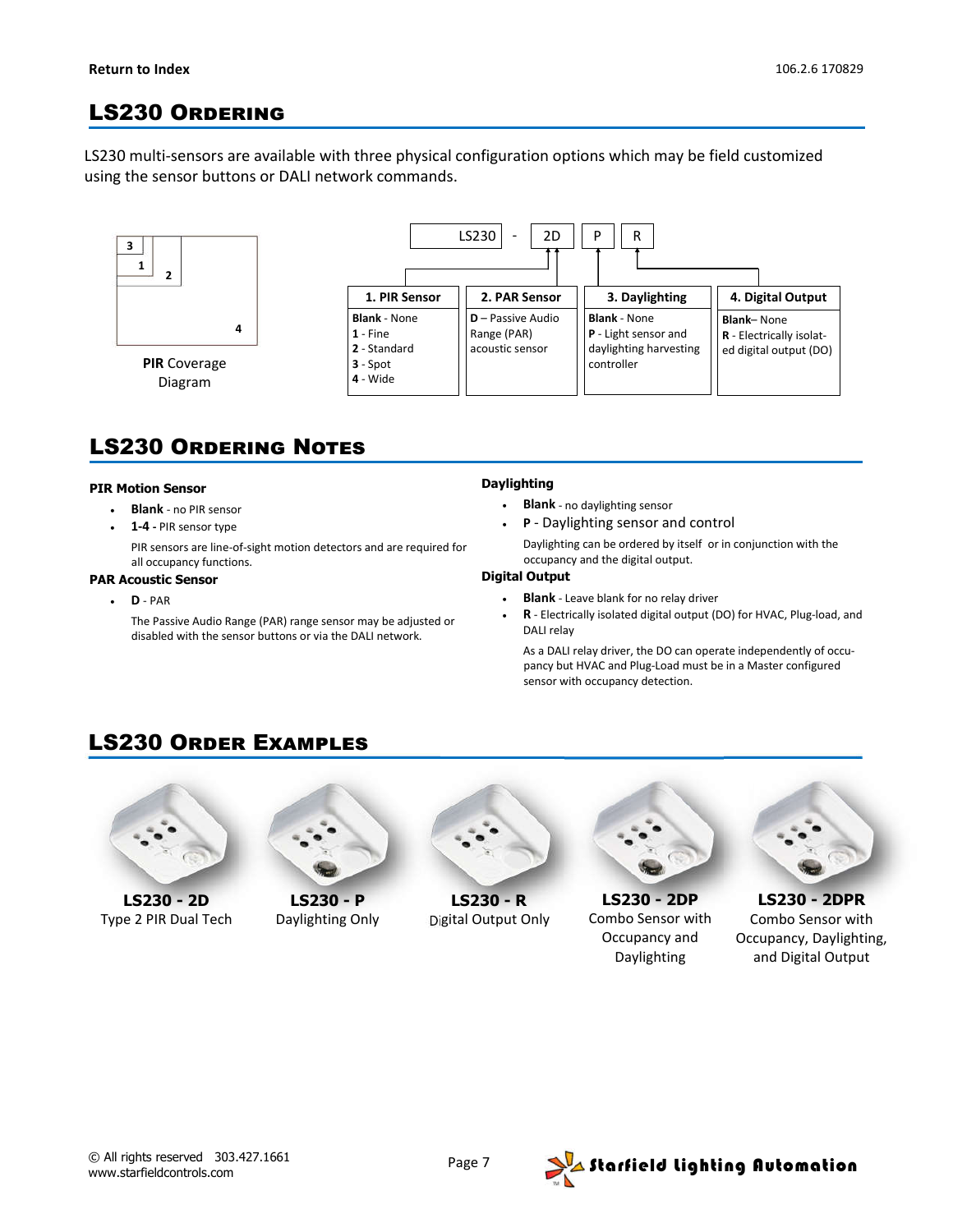## LS230 Ordering

LS230 multi-sensors are available with three physical configuration options which may be field customized using the sensor buttons or DALI network commands.

PIR Coverage Diagram

LS230 - 2D P R

| 1. PIR Sensor | 2. PAR Sensor | 3. Daylighting | 4. Digital Output |
|---|---|---|---|
| **Blank** - None<br>**1** - Fine<br>**2** - Standard<br>**3** - Spot<br>**4** - Wide | **D** – Passive Audio Range (PAR) acoustic sensor | **Blank** - None<br>**P** - Light sensor and daylighting harvesting controller | **Blank**– None<br>**R** - Electrically isolated digital output (DO) |

## LS230 Ordering Notes

**PIR Motion Sensor**

- **Blank** - no PIR sensor
- **1-4 -** PIR sensor type

  PIR sensors are line-of-sight motion detectors and are required for all occupancy functions.

**PAR Acoustic Sensor**

- **D** - PAR

  The Passive Audio Range (PAR) range sensor may be adjusted or disabled with the sensor buttons or via the DALI network.

**Daylighting**

- **Blank** - no daylighting sensor
- **P** - Daylighting sensor and control

  Daylighting can be ordered by itself or in conjunction with the occupancy and the digital output.

**Digital Output**

- **Blank** - Leave blank for no relay driver
- **R** - Electrically isolated digital output (DO) for HVAC, Plug-load, and DALI relay

  As a DALI relay driver, the DO can operate independently of occupancy but HVAC and Plug-Load must be in a Master configured sensor with occupancy detection.

## LS230 Order Examples

**LS230 - 2D**
Type 2 PIR Dual Tech

**LS230 - P**
Daylighting Only

**LS230 - R**
Digital Output Only

**LS230 - 2DP**
Combo Sensor with Occupancy and Daylighting

**LS230 - 2DPR**
Combo Sensor with Occupancy, Daylighting, and Digital Output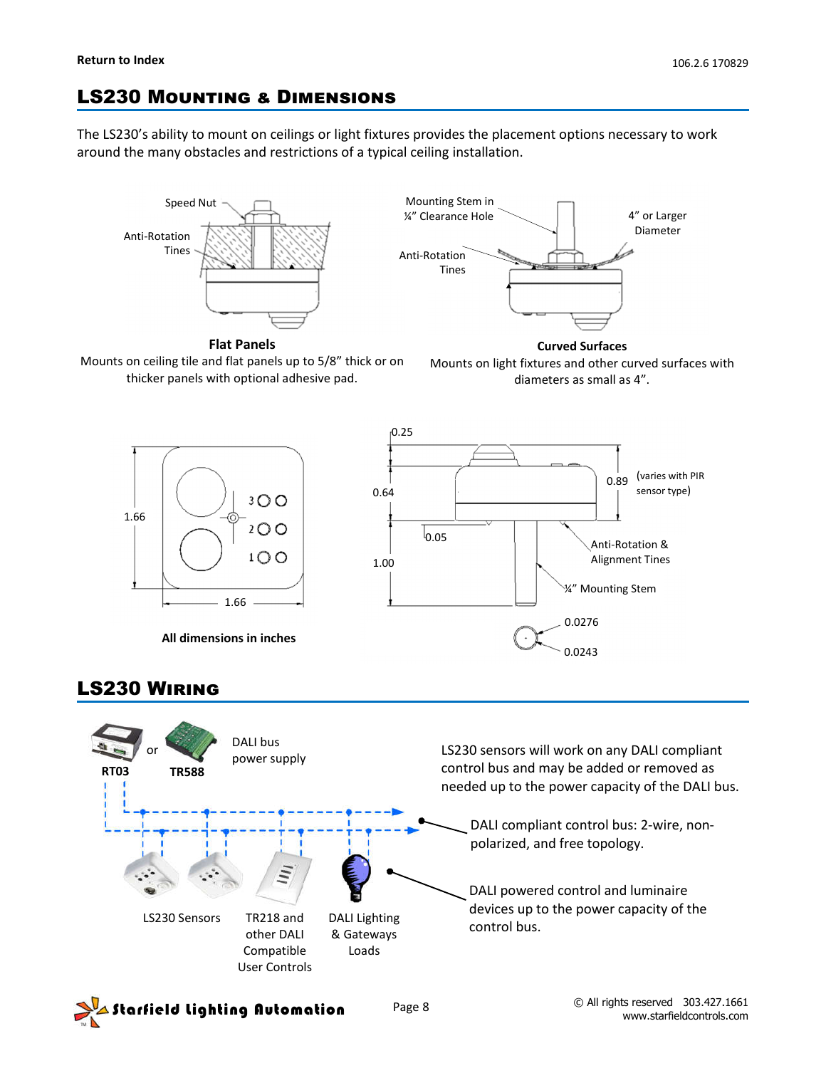Return to Index

## LS230 Mounting & Dimensions

The LS230's ability to mount on ceilings or light fixtures provides the placement options necessary to work around the many obstacles and restrictions of a typical ceiling installation.

Speed Nut

Anti-Rotation Tines

**Flat Panels**

Mounts on ceiling tile and flat panels up to 5/8" thick or on thicker panels with optional adhesive pad.

Mounting Stem in ¼" Clearance Hole

4" or Larger Diameter

Anti-Rotation Tines

**Curved Surfaces**

Mounts on light fixtures and other curved surfaces with diameters as small as 4".

1.66

1.66

0.25

0.64

0.89 (varies with PIR sensor type)

0.05

1.00

Anti-Rotation & Alignment Tines

¼" Mounting Stem

0.0276

0.0243

**All dimensions in inches**

## LS230 Wiring

RT03 or TR588 — DALI bus power supply

LS230 sensors will work on any DALI compliant control bus and may be added or removed as needed up to the power capacity of the DALI bus.

DALI compliant control bus: 2-wire, non-polarized, and free topology.

DALI powered control and luminaire devices up to the power capacity of the control bus.

LS230 Sensors

TR218 and other DALI Compatible User Controls

DALI Lighting & Gateways Loads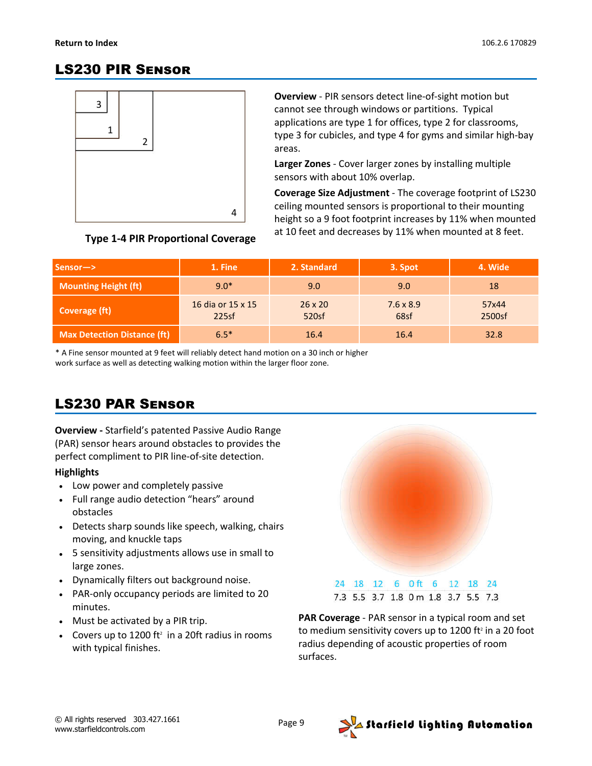## LS230 PIR Sensor

Type 1-4 PIR Proportional Coverage

**Overview** - PIR sensors detect line-of-sight motion but cannot see through windows or partitions. Typical applications are type 1 for offices, type 2 for classrooms, type 3 for cubicles, and type 4 for gyms and similar high-bay areas.

**Larger Zones** - Cover larger zones by installing multiple sensors with about 10% overlap.

**Coverage Size Adjustment** - The coverage footprint of LS230 ceiling mounted sensors is proportional to their mounting height so a 9 foot footprint increases by 11% when mounted at 10 feet and decreases by 11% when mounted at 8 feet.

| Sensor—> | 1. Fine | 2. Standard | 3. Spot | 4. Wide |
|---|---|---|---|---|
| Mounting Height (ft) | 9.0* | 9.0 | 9.0 | 18 |
| Coverage (ft) | 16 dia or 15 x 15 225sf | 26 x 20 520sf | 7.6 x 8.9 68sf | 57x44 2500sf |
| Max Detection Distance (ft) | 6.5* | 16.4 | 16.4 | 32.8 |

* A Fine sensor mounted at 9 feet will reliably detect hand motion on a 30 inch or higher work surface as well as detecting walking motion within the larger floor zone.

## LS230 PAR Sensor

**Overview -** Starfield's patented Passive Audio Range (PAR) sensor hears around obstacles to provides the perfect compliment to PIR line-of-site detection.

**Highlights**

- Low power and completely passive
- Full range audio detection "hears" around obstacles
- Detects sharp sounds like speech, walking, chairs moving, and knuckle taps
- 5 sensitivity adjustments allows use in small to large zones.
- Dynamically filters out background noise.
- PAR-only occupancy periods are limited to 20 minutes.
- Must be activated by a PIR trip.
- Covers up to 1200 ft² in a 20ft radius in rooms with typical finishes.

24 18 12 6 0 ft 6 12 18 24

7.3 5.5 3.7 1.8 0 m 1.8 3.7 5.5 7.3

**PAR Coverage** - PAR sensor in a typical room and set to medium sensitivity covers up to 1200 ft² in a 20 foot radius depending of acoustic properties of room surfaces.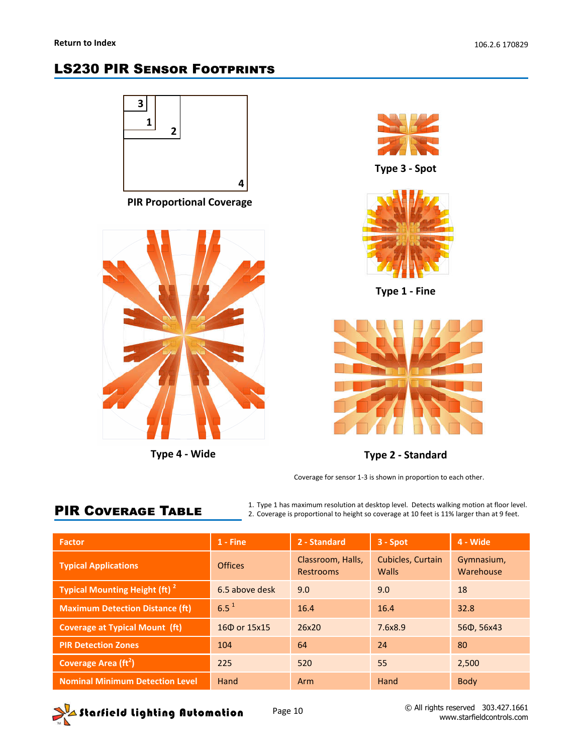## LS230 PIR Sensor Footprints

PIR Proportional Coverage

Type 3 - Spot

Type 1 - Fine

Type 4 - Wide

Type 2 - Standard

Coverage for sensor 1-3 is shown in proportion to each other.

## PIR Coverage Table

1. Type 1 has maximum resolution at desktop level. Detects walking motion at floor level.
2. Coverage is proportional to height so coverage at 10 feet is 11% larger than at 9 feet.

| Factor | 1 - Fine | 2 - Standard | 3 - Spot | 4 - Wide |
|---|---|---|---|---|
| Typical Applications | Offices | Classroom, Halls, Restrooms | Cubicles, Curtain Walls | Gymnasium, Warehouse |
| Typical Mounting Height (ft) [2] | 6.5 above desk | 9.0 | 9.0 | 18 |
| Maximum Detection Distance (ft) | 6.5 [1] | 16.4 | 16.4 | 32.8 |
| Coverage at Typical Mount (ft) | 16Φ or 15x15 | 26x20 | 7.6x8.9 | 56Φ, 56x43 |
| PIR Detection Zones | 104 | 64 | 24 | 80 |
| Coverage Area ($ft^2$) | 225 | 520 | 55 | 2,500 |
| Nominal Minimum Detection Level | Hand | Arm | Hand | Body |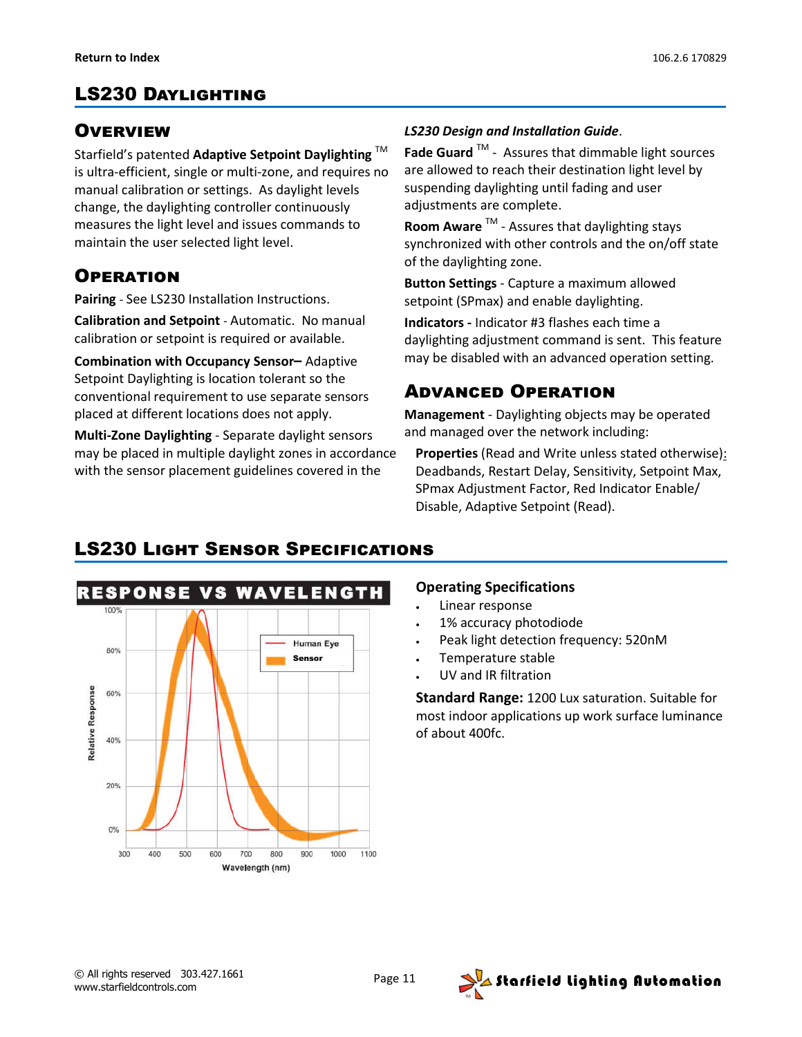# LS230 Daylighting

## Overview

Starfield's patented **Adaptive Setpoint Daylighting** ™ is ultra-efficient, single or multi-zone, and requires no manual calibration or settings. As daylight levels change, the daylighting controller continuously measures the light level and issues commands to maintain the user selected light level.

## Operation

**Pairing** - See LS230 Installation Instructions.

**Calibration and Setpoint** - Automatic. No manual calibration or setpoint is required or available.

**Combination with Occupancy Sensor–** Adaptive Setpoint Daylighting is location tolerant so the conventional requirement to use separate sensors placed at different locations does not apply.

**Multi-Zone Daylighting** - Separate daylight sensors may be placed in multiple daylight zones in accordance with the sensor placement guidelines covered in the *LS230 Design and Installation Guide*.

**Fade Guard** ™ - Assures that dimmable light sources are allowed to reach their destination light level by suspending daylighting until fading and user adjustments are complete.

**Room Aware** ™ - Assures that daylighting stays synchronized with other controls and the on/off state of the daylighting zone.

**Button Settings** - Capture a maximum allowed setpoint (SPmax) and enable daylighting.

**Indicators -** Indicator #3 flashes each time a daylighting adjustment command is sent. This feature may be disabled with an advanced operation setting.

## Advanced Operation

**Management** - Daylighting objects may be operated and managed over the network including:

> **Properties** (Read and Write unless stated otherwise): Deadbands, Restart Delay, Sensitivity, Setpoint Max, SPmax Adjustment Factor, Red Indicator Enable/ Disable, Adaptive Setpoint (Read).

# LS230 Light Sensor Specifications

**RESPONSE VS WAVELENGTH**

### Operating Specifications

- Linear response
- 1% accuracy photodiode
- Peak light detection frequency: 520nM
- Temperature stable
- UV and IR filtration

**Standard Range:** 1200 Lux saturation. Suitable for most indoor applications up work surface luminance of about 400fc.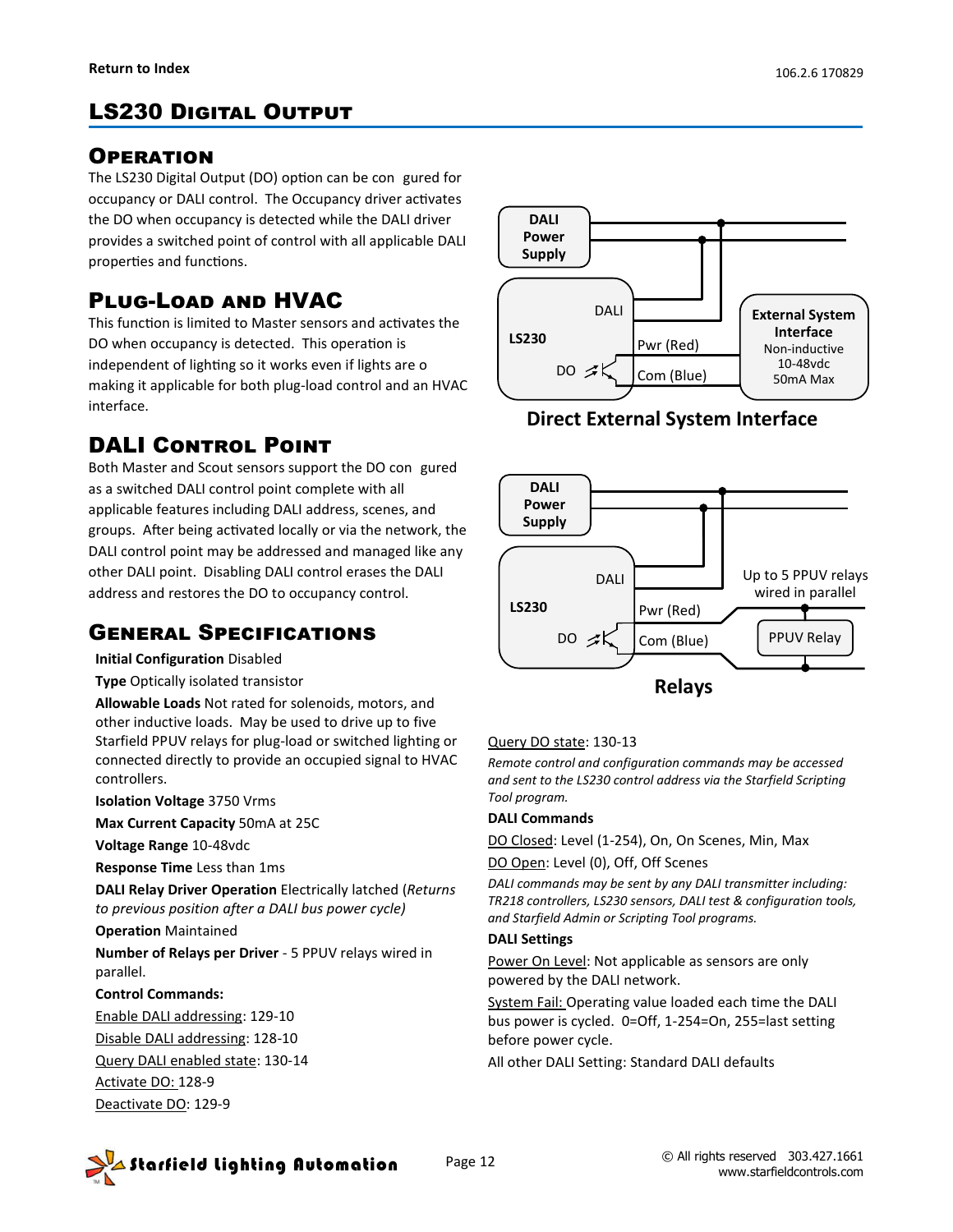# LS230 Digital Output

## Operation

The LS230 Digital Output (DO) option can be configured for occupancy or DALI control. The Occupancy driver activates the DO when occupancy is detected while the DALI driver provides a switched point of control with all applicable DALI properties and functions.

## Plug-Load and HVAC

This function is limited to Master sensors and activates the DO when occupancy is detected. This operation is independent of lighting so it works even if lights are off making it applicable for both plug-load control and an HVAC interface.

## DALI Control Point

Both Master and Scout sensors support the DO configured as a switched DALI control point complete with all applicable features including DALI address, scenes, and groups. After being activated locally or via the network, the DALI control point may be addressed and managed like any other DALI point. Disabling DALI control erases the DALI address and restores the DO to occupancy control.

## General Specifications

**Initial Configuration** Disabled

**Type** Optically isolated transistor

**Allowable Loads** Not rated for solenoids, motors, and other inductive loads. May be used to drive up to five Starfield PPUV relays for plug-load or switched lighting or connected directly to provide an occupied signal to HVAC controllers.

**Isolation Voltage** 3750 Vrms

**Max Current Capacity** 50mA at 25C

**Voltage Range** 10-48vdc

**Response Time** Less than 1ms

**DALI Relay Driver Operation** Electrically latched (*Returns to previous position after a DALI bus power cycle)*

**Operation** Maintained

**Number of Relays per Driver** - 5 PPUV relays wired in parallel.

**Control Commands:**

Enable DALI addressing: 129-10

Disable DALI addressing: 128-10

Query DALI enabled state: 130-14

Activate DO: 128-9

Deactivate DO: 129-9

DALI Power Supply

LS230 — DALI, Pwr (Red), Com (Blue), DO

External System Interface — Non-inductive, 10-48vdc, 50mA Max

**Direct External System Interface**

DALI Power Supply

LS230 — DALI, Pwr (Red), Com (Blue), DO

Up to 5 PPUV relays wired in parallel

PPUV Relay

**Relays**

Query DO state: 130-13

*Remote control and configuration commands may be accessed and sent to the LS230 control address via the Starfield Scripting Tool program.*

**DALI Commands**

DO Closed: Level (1-254), On, On Scenes, Min, Max

DO Open: Level (0), Off, Off Scenes

*DALI commands may be sent by any DALI transmitter including: TR218 controllers, LS230 sensors, DALI test & configuration tools, and Starfield Admin or Scripting Tool programs.*

**DALI Settings**

Power On Level: Not applicable as sensors are only powered by the DALI network.

System Fail: Operating value loaded each time the DALI bus power is cycled. 0=Off, 1-254=On, 255=last setting before power cycle.

All other DALI Setting: Standard DALI defaults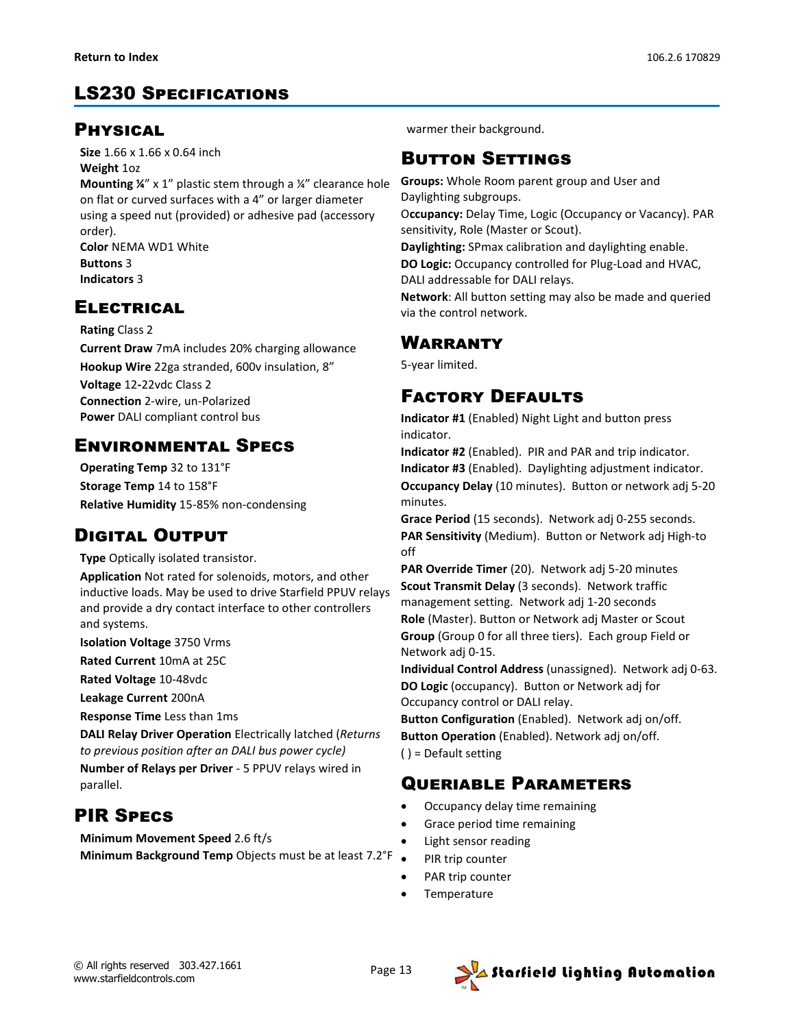# LS230 Specifications

## Physical

**Size** 1.66 x 1.66 x 0.64 inch
**Weight** 1oz
**Mounting ¼**" x 1" plastic stem through a ¼" clearance hole on flat or curved surfaces with a 4" or larger diameter using a speed nut (provided) or adhesive pad (accessory order).
**Color** NEMA WD1 White
**Buttons** 3
**Indicators** 3

## Electrical

**Rating** Class 2
**Current Draw** 7mA includes 20% charging allowance
**Hookup Wire** 22ga stranded, 600v insulation, 8"
**Voltage** 12-22vdc Class 2
**Connection** 2-wire, un-Polarized
**Power** DALI compliant control bus

## Environmental Specs

**Operating Temp** 32 to 131°F
**Storage Temp** 14 to 158°F
**Relative Humidity** 15-85% non-condensing

## Digital Output

**Type** Optically isolated transistor.
**Application** Not rated for solenoids, motors, and other inductive loads. May be used to drive Starfield PPUV relays and provide a dry contact interface to other controllers and systems.
**Isolation Voltage** 3750 Vrms
**Rated Current** 10mA at 25C
**Rated Voltage** 10-48vdc
**Leakage Current** 200nA
**Response Time** Less than 1ms
**DALI Relay Driver Operation** Electrically latched (*Returns to previous position after an DALI bus power cycle)*
**Number of Relays per Driver** - 5 PPUV relays wired in parallel.

## PIR Specs

**Minimum Movement Speed** 2.6 ft/s
**Minimum Background Temp** Objects must be at least 7.2°F warmer their background.

## Button Settings

**Groups:** Whole Room parent group and User and Daylighting subgroups.
O**ccupancy:** Delay Time, Logic (Occupancy or Vacancy). PAR sensitivity, Role (Master or Scout).
**Daylighting:** SPmax calibration and daylighting enable.
**DO Logic:** Occupancy controlled for Plug-Load and HVAC, DALI addressable for DALI relays.
**Network**: All button setting may also be made and queried via the control network.

## Warranty

5-year limited.

## Factory Defaults

**Indicator #1** (Enabled) Night Light and button press indicator.
**Indicator #2** (Enabled). PIR and PAR and trip indicator.
**Indicator #3** (Enabled). Daylighting adjustment indicator.
**Occupancy Delay** (10 minutes). Button or network adj 5-20 minutes.
**Grace Period** (15 seconds). Network adj 0-255 seconds.
**PAR Sensitivity** (Medium). Button or Network adj High-to off
**PAR Override Timer** (20). Network adj 5-20 minutes
**Scout Transmit Delay** (3 seconds). Network traffic management setting. Network adj 1-20 seconds
**Role** (Master). Button or Network adj Master or Scout
**Group** (Group 0 for all three tiers). Each group Field or Network adj 0-15.
**Individual Control Address** (unassigned). Network adj 0-63.
**DO Logic** (occupancy). Button or Network adj for Occupancy control or DALI relay.
**Button Configuration** (Enabled). Network adj on/off.
**Button Operation** (Enabled). Network adj on/off.
( ) = Default setting

## Queriable Parameters

- Occupancy delay time remaining
- Grace period time remaining
- Light sensor reading
- PIR trip counter
- PAR trip counter
- Temperature